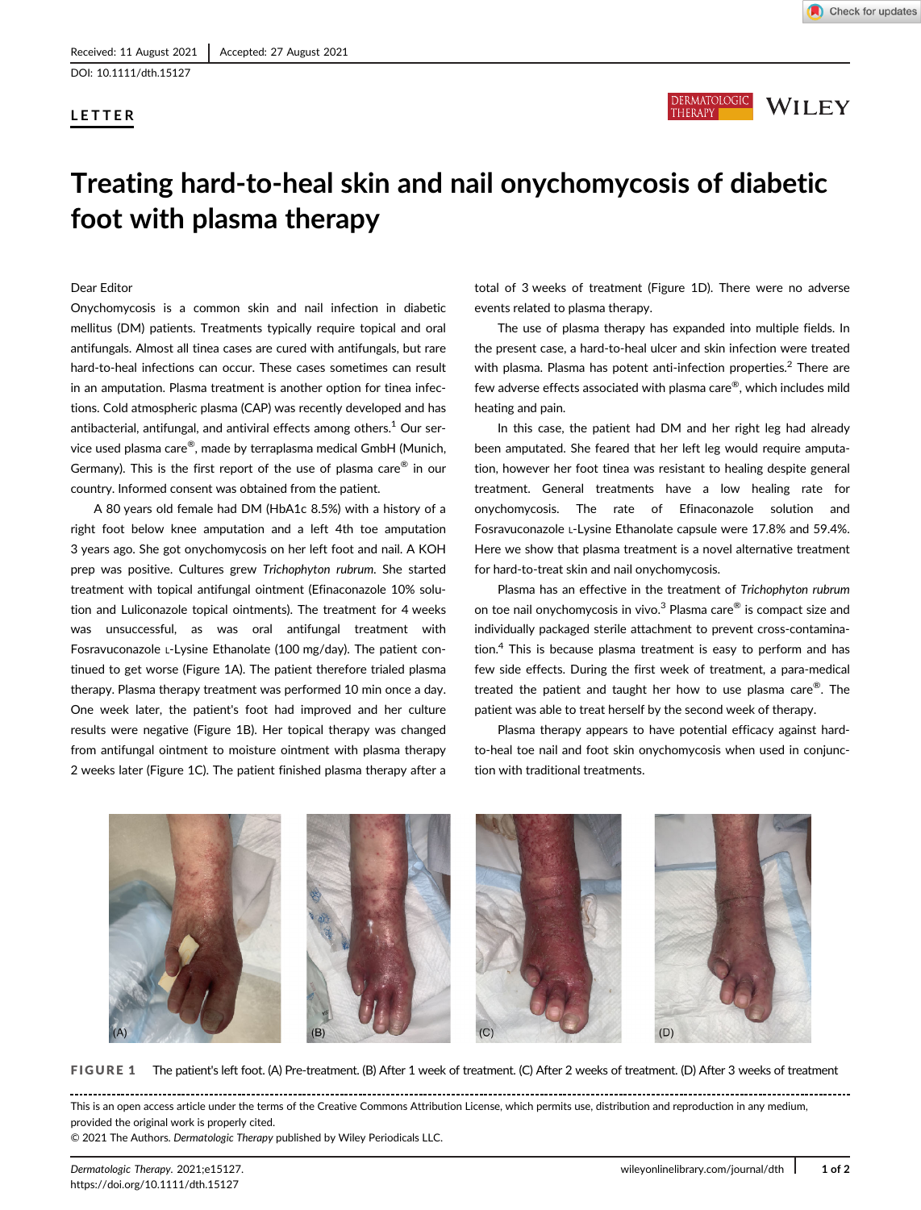Received: 11 August 2021 | Accepted: 27 August 2021

DOI: 10.1111/dth.15127

LETTER

# Treating hard-to-heal skin and nail onychomycosis of diabetic foot with plasma therapy

Dear Editor

Onychomycosis is a common skin and nail infection in diabetic mellitus (DM) patients. Treatments typically require topical and oral antifungals. Almost all tinea cases are cured with antifungals, but rare hard-to-heal infections can occur. These cases sometimes can result in an amputation. Plasma treatment is another option for tinea infections. Cold atmospheric plasma (CAP) was recently developed and has antibacterial, antifungal, and antiviral effects among others.[1] Our service used plasma care®, made by terraplasma medical GmbH (Munich, Germany). This is the first report of the use of plasma care® in our country. Informed consent was obtained from the patient.

A 80 years old female had DM (HbA1c 8.5%) with a history of a right foot below knee amputation and a left 4th toe amputation 3 years ago. She got onychomycosis on her left foot and nail. A KOH prep was positive. Cultures grew *Trichophyton rubrum*. She started treatment with topical antifungal ointment (Efinaconazole 10% solution and Luliconazole topical ointments). The treatment for 4 weeks was unsuccessful, as was oral antifungal treatment with Fosravuconazole L-Lysine Ethanolate (100 mg/day). The patient continued to get worse (Figure 1A). The patient therefore trialed plasma therapy. Plasma therapy treatment was performed 10 min once a day. One week later, the patient's foot had improved and her culture results were negative (Figure 1B). Her topical therapy was changed from antifungal ointment to moisture ointment with plasma therapy 2 weeks later (Figure 1C). The patient finished plasma therapy after a total of 3 weeks of treatment (Figure 1D). There were no adverse events related to plasma therapy.

The use of plasma therapy has expanded into multiple fields. In the present case, a hard-to-heal ulcer and skin infection were treated with plasma. Plasma has potent anti-infection properties.[2] There are few adverse effects associated with plasma care®, which includes mild heating and pain.

In this case, the patient had DM and her right leg had already been amputated. She feared that her left leg would require amputation, however her foot tinea was resistant to healing despite general treatment. General treatments have a low healing rate for onychomycosis. The rate of Efinaconazole solution and Fosravuconazole L-Lysine Ethanolate capsule were 17.8% and 59.4%. Here we show that plasma treatment is a novel alternative treatment for hard-to-treat skin and nail onychomycosis.

Plasma has an effective in the treatment of *Trichophyton rubrum* on toe nail onychomycosis in vivo.[3] Plasma care® is compact size and individually packaged sterile attachment to prevent cross-contamination.[4] This is because plasma treatment is easy to perform and has few side effects. During the first week of treatment, a para-medical treated the patient and taught her how to use plasma care®. The patient was able to treat herself by the second week of therapy.

Plasma therapy appears to have potential efficacy against hard-to-heal toe nail and foot skin onychomycosis when used in conjunction with traditional treatments.

**FIGURE 1** The patient's left foot. (A) Pre-treatment. (B) After 1 week of treatment. (C) After 2 weeks of treatment. (D) After 3 weeks of treatment

This is an open access article under the terms of the Creative Commons Attribution License, which permits use, distribution and reproduction in any medium, provided the original work is properly cited.

© 2021 The Authors. *Dermatologic Therapy* published by Wiley Periodicals LLC.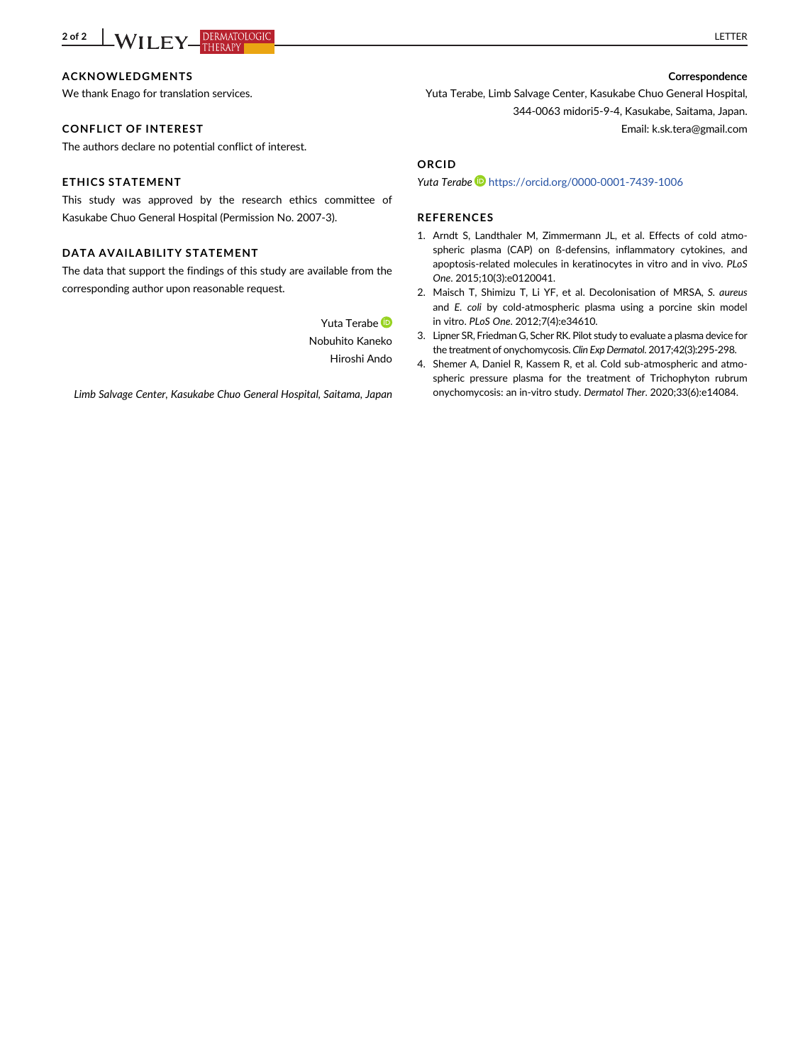## ACKNOWLEDGMENTS

We thank Enago for translation services.

## CONFLICT OF INTEREST

The authors declare no potential conflict of interest.

## ETHICS STATEMENT

This study was approved by the research ethics committee of Kasukabe Chuo General Hospital (Permission No. 2007-3).

## DATA AVAILABILITY STATEMENT

The data that support the findings of this study are available from the corresponding author upon reasonable request.

Yuta Terabe
Nobuhito Kaneko
Hiroshi Ando

*Limb Salvage Center, Kasukabe Chuo General Hospital, Saitama, Japan*

**Correspondence**

Yuta Terabe, Limb Salvage Center, Kasukabe Chuo General Hospital, 344-0063 midori5-9-4, Kasukabe, Saitama, Japan.
Email: k.sk.tera@gmail.com

## ORCID

*Yuta Terabe* https://orcid.org/0000-0001-7439-1006

## REFERENCES

1. Arndt S, Landthaler M, Zimmermann JL, et al. Effects of cold atmospheric plasma (CAP) on ß-defensins, inflammatory cytokines, and apoptosis-related molecules in keratinocytes in vitro and in vivo. *PLoS One*. 2015;10(3):e0120041.
2. Maisch T, Shimizu T, Li YF, et al. Decolonisation of MRSA, *S. aureus* and *E. coli* by cold-atmospheric plasma using a porcine skin model in vitro. *PLoS One*. 2012;7(4):e34610.
3. Lipner SR, Friedman G, Scher RK. Pilot study to evaluate a plasma device for the treatment of onychomycosis. *Clin Exp Dermatol*. 2017;42(3):295-298.
4. Shemer A, Daniel R, Kassem R, et al. Cold sub-atmospheric and atmospheric pressure plasma for the treatment of Trichophyton rubrum onychomycosis: an in-vitro study. *Dermatol Ther*. 2020;33(6):e14084.